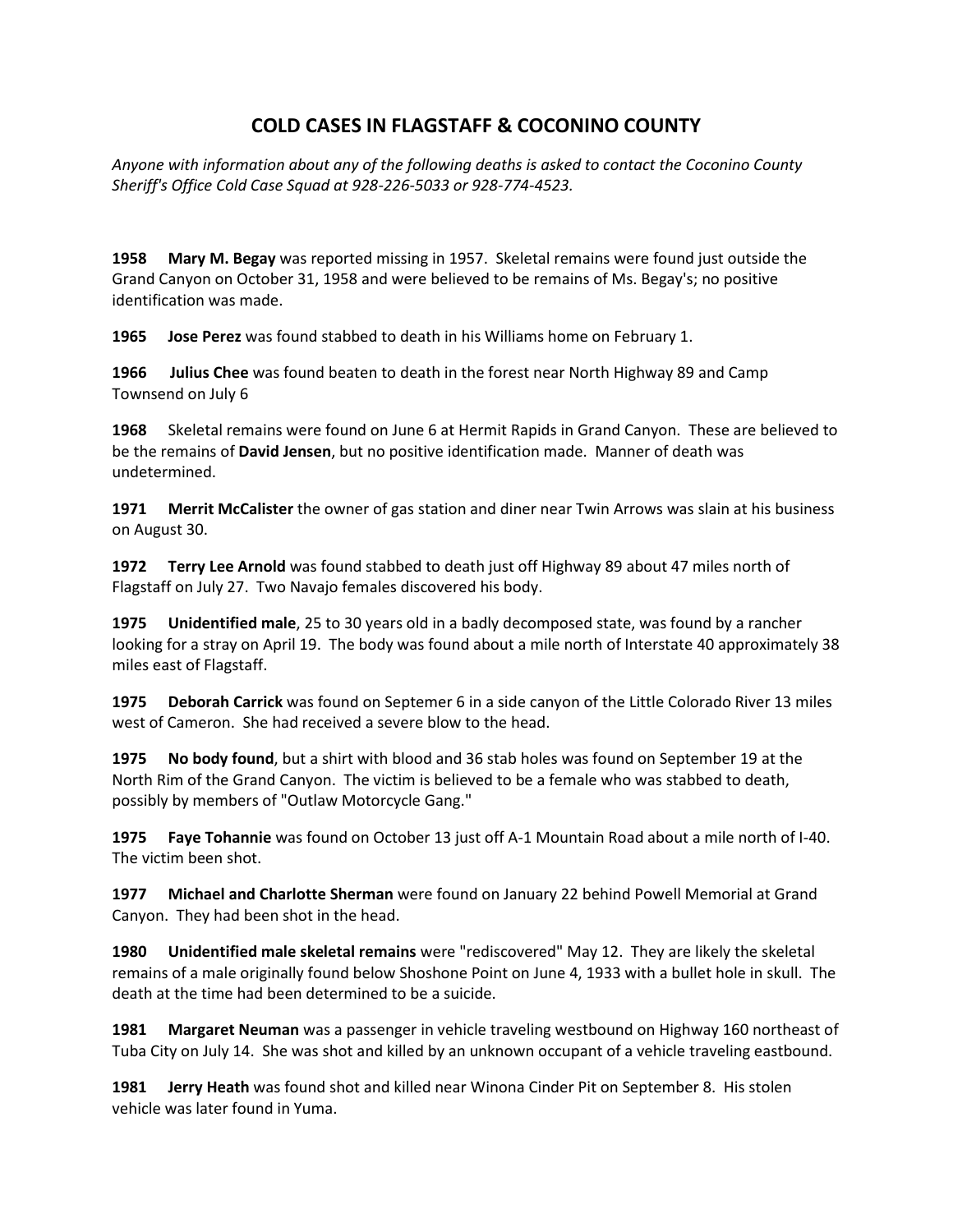# COLD CASES IN FLAGSTAFF & COCONINO COUNTY

*Anyone with information about any of the following deaths is asked to contact the Coconino County Sheriff's Office Cold Case Squad at 928-226-5033 or 928-774-4523.*

**1958** **Mary M. Begay** was reported missing in 1957. Skeletal remains were found just outside the Grand Canyon on October 31, 1958 and were believed to be remains of Ms. Begay's; no positive identification was made.

**1965** **Jose Perez** was found stabbed to death in his Williams home on February 1.

**1966** **Julius Chee** was found beaten to death in the forest near North Highway 89 and Camp Townsend on July 6

**1968** Skeletal remains were found on June 6 at Hermit Rapids in Grand Canyon. These are believed to be the remains of **David Jensen**, but no positive identification made. Manner of death was undetermined.

**1971** **Merrit McCalister** the owner of gas station and diner near Twin Arrows was slain at his business on August 30.

**1972** **Terry Lee Arnold** was found stabbed to death just off Highway 89 about 47 miles north of Flagstaff on July 27. Two Navajo females discovered his body.

**1975** **Unidentified male**, 25 to 30 years old in a badly decomposed state, was found by a rancher looking for a stray on April 19. The body was found about a mile north of Interstate 40 approximately 38 miles east of Flagstaff.

**1975** **Deborah Carrick** was found on Septemer 6 in a side canyon of the Little Colorado River 13 miles west of Cameron. She had received a severe blow to the head.

**1975** **No body found**, but a shirt with blood and 36 stab holes was found on September 19 at the North Rim of the Grand Canyon. The victim is believed to be a female who was stabbed to death, possibly by members of "Outlaw Motorcycle Gang."

**1975** **Faye Tohannie** was found on October 13 just off A-1 Mountain Road about a mile north of I-40. The victim been shot.

**1977** **Michael and Charlotte Sherman** were found on January 22 behind Powell Memorial at Grand Canyon. They had been shot in the head.

**1980** **Unidentified male skeletal remains** were "rediscovered" May 12. They are likely the skeletal remains of a male originally found below Shoshone Point on June 4, 1933 with a bullet hole in skull. The death at the time had been determined to be a suicide.

**1981** **Margaret Neuman** was a passenger in vehicle traveling westbound on Highway 160 northeast of Tuba City on July 14. She was shot and killed by an unknown occupant of a vehicle traveling eastbound.

**1981** **Jerry Heath** was found shot and killed near Winona Cinder Pit on September 8. His stolen vehicle was later found in Yuma.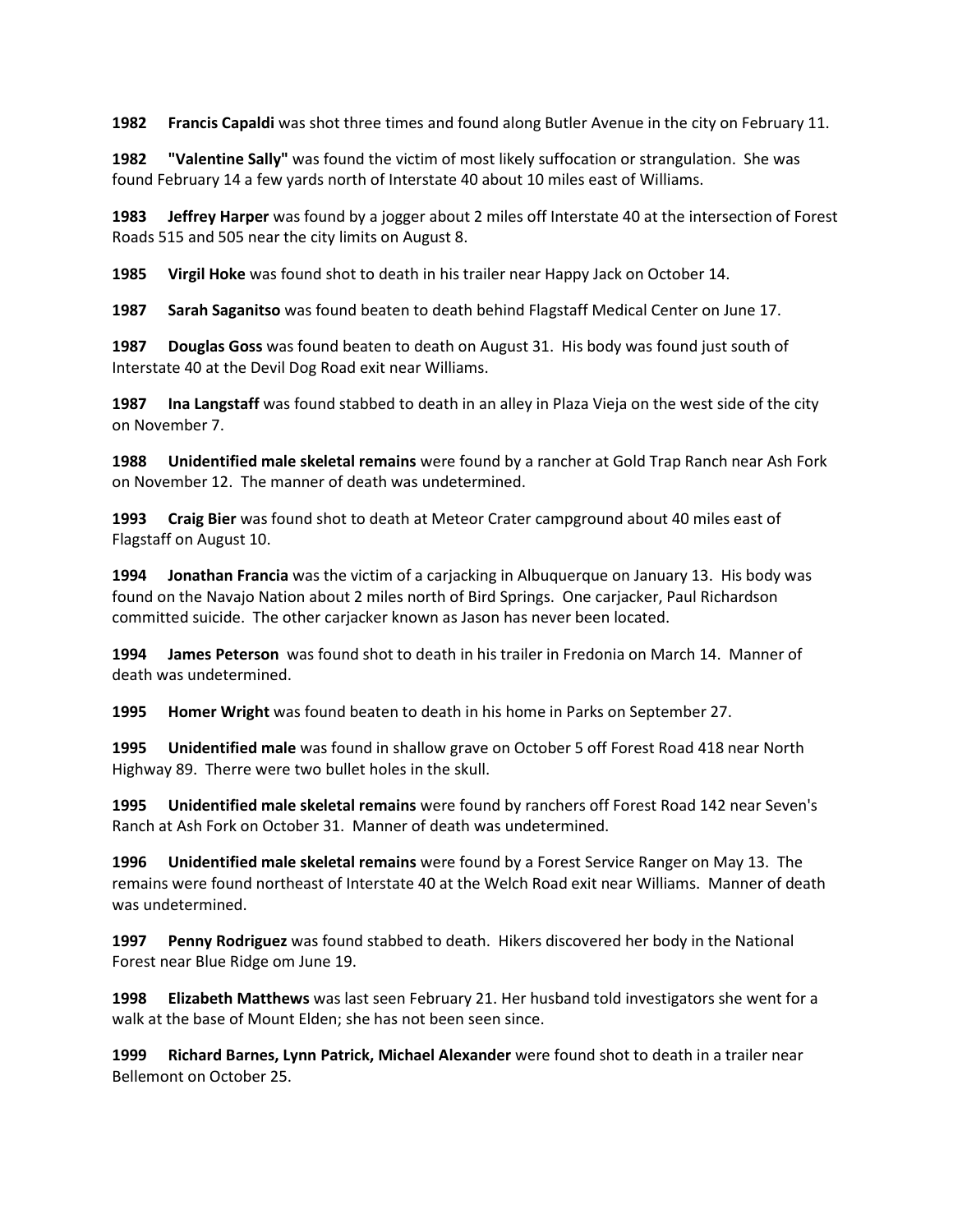**1982 Francis Capaldi** was shot three times and found along Butler Avenue in the city on February 11.

**1982 "Valentine Sally"** was found the victim of most likely suffocation or strangulation. She was found February 14 a few yards north of Interstate 40 about 10 miles east of Williams.

**1983 Jeffrey Harper** was found by a jogger about 2 miles off Interstate 40 at the intersection of Forest Roads 515 and 505 near the city limits on August 8.

**1985 Virgil Hoke** was found shot to death in his trailer near Happy Jack on October 14.

**1987 Sarah Saganitso** was found beaten to death behind Flagstaff Medical Center on June 17.

**1987 Douglas Goss** was found beaten to death on August 31. His body was found just south of Interstate 40 at the Devil Dog Road exit near Williams.

**1987 Ina Langstaff** was found stabbed to death in an alley in Plaza Vieja on the west side of the city on November 7.

**1988 Unidentified male skeletal remains** were found by a rancher at Gold Trap Ranch near Ash Fork on November 12. The manner of death was undetermined.

**1993 Craig Bier** was found shot to death at Meteor Crater campground about 40 miles east of Flagstaff on August 10.

**1994 Jonathan Francia** was the victim of a carjacking in Albuquerque on January 13. His body was found on the Navajo Nation about 2 miles north of Bird Springs. One carjacker, Paul Richardson committed suicide. The other carjacker known as Jason has never been located.

**1994 James Peterson** was found shot to death in his trailer in Fredonia on March 14. Manner of death was undetermined.

**1995 Homer Wright** was found beaten to death in his home in Parks on September 27.

**1995 Unidentified male** was found in shallow grave on October 5 off Forest Road 418 near North Highway 89. Therre were two bullet holes in the skull.

**1995 Unidentified male skeletal remains** were found by ranchers off Forest Road 142 near Seven's Ranch at Ash Fork on October 31. Manner of death was undetermined.

**1996 Unidentified male skeletal remains** were found by a Forest Service Ranger on May 13. The remains were found northeast of Interstate 40 at the Welch Road exit near Williams. Manner of death was undetermined.

**1997 Penny Rodriguez** was found stabbed to death. Hikers discovered her body in the National Forest near Blue Ridge om June 19.

**1998 Elizabeth Matthews** was last seen February 21. Her husband told investigators she went for a walk at the base of Mount Elden; she has not been seen since.

**1999 Richard Barnes, Lynn Patrick, Michael Alexander** were found shot to death in a trailer near Bellemont on October 25.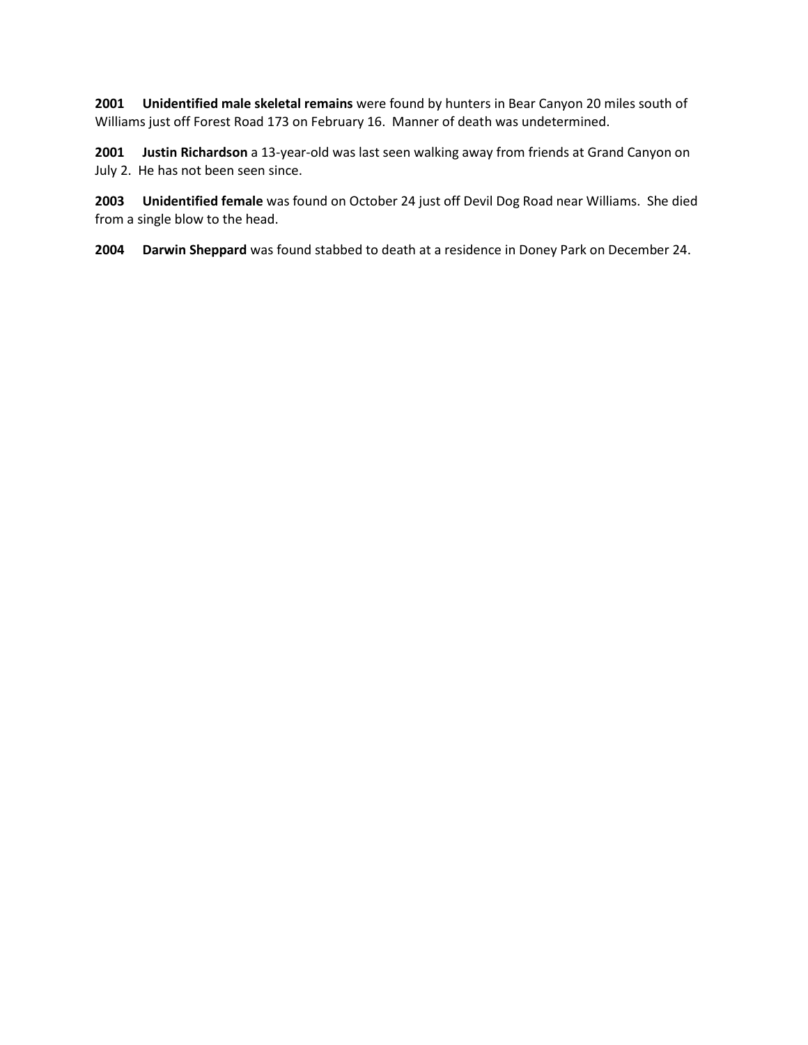**2001 Unidentified male skeletal remains** were found by hunters in Bear Canyon 20 miles south of Williams just off Forest Road 173 on February 16. Manner of death was undetermined.

**2001 Justin Richardson** a 13-year-old was last seen walking away from friends at Grand Canyon on July 2. He has not been seen since.

**2003 Unidentified female** was found on October 24 just off Devil Dog Road near Williams. She died from a single blow to the head.

**2004 Darwin Sheppard** was found stabbed to death at a residence in Doney Park on December 24.